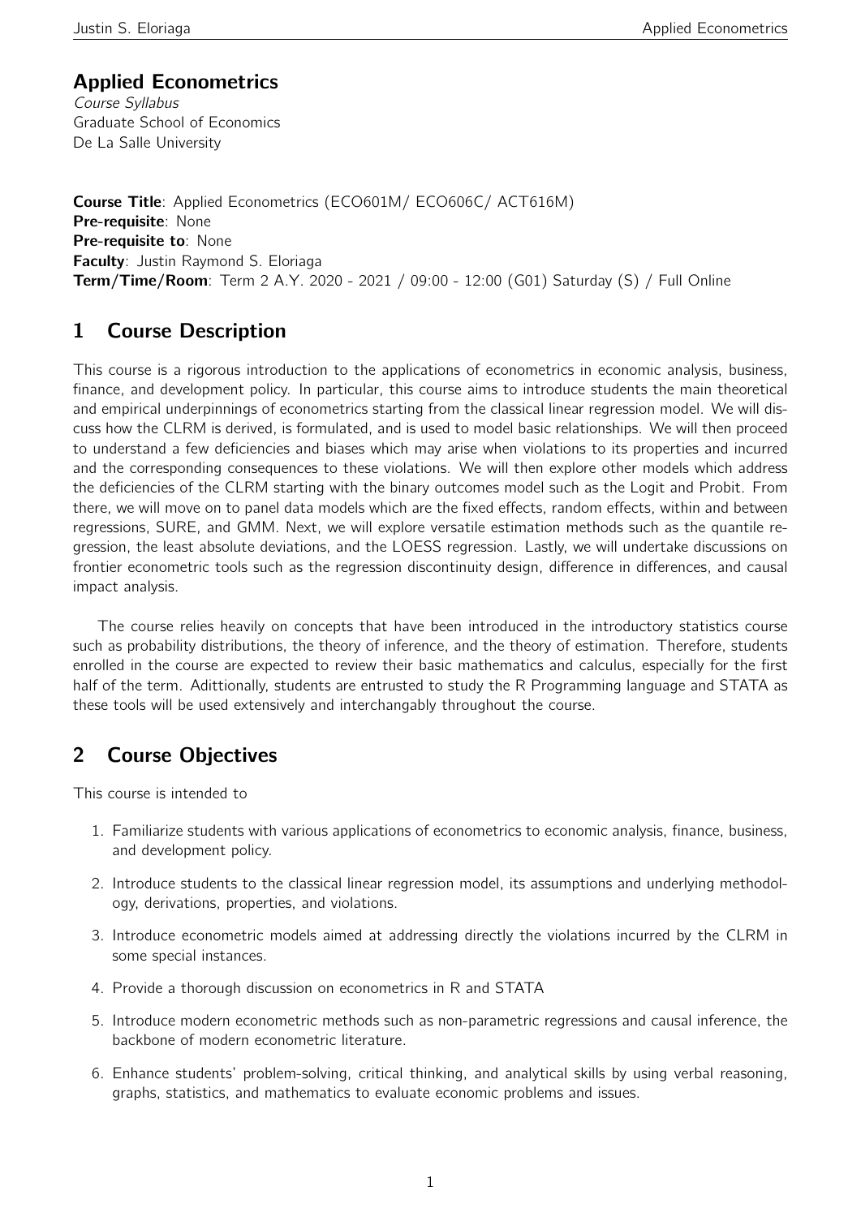# Applied Econometrics

*Course Syllabus*
Graduate School of Economics
De La Salle University

**Course Title**: Applied Econometrics (ECO601M/ ECO606C/ ACT616M)
**Pre-requisite**: None
**Pre-requisite to**: None
**Faculty**: Justin Raymond S. Eloriaga
**Term/Time/Room**: Term 2 A.Y. 2020 - 2021 / 09:00 - 12:00 (G01) Saturday (S) / Full Online

## 1 Course Description

This course is a rigorous introduction to the applications of econometrics in economic analysis, business, finance, and development policy. In particular, this course aims to introduce students the main theoretical and empirical underpinnings of econometrics starting from the classical linear regression model. We will discuss how the CLRM is derived, is formulated, and is used to model basic relationships. We will then proceed to understand a few deficiencies and biases which may arise when violations to its properties and incurred and the corresponding consequences to these violations. We will then explore other models which address the deficiencies of the CLRM starting with the binary outcomes model such as the Logit and Probit. From there, we will move on to panel data models which are the fixed effects, random effects, within and between regressions, SURE, and GMM. Next, we will explore versatile estimation methods such as the quantile regression, the least absolute deviations, and the LOESS regression. Lastly, we will undertake discussions on frontier econometric tools such as the regression discontinuity design, difference in differences, and causal impact analysis.

The course relies heavily on concepts that have been introduced in the introductory statistics course such as probability distributions, the theory of inference, and the theory of estimation. Therefore, students enrolled in the course are expected to review their basic mathematics and calculus, especially for the first half of the term. Adittionally, students are entrusted to study the R Programming language and STATA as these tools will be used extensively and interchangably throughout the course.

## 2 Course Objectives

This course is intended to

1. Familiarize students with various applications of econometrics to economic analysis, finance, business, and development policy.
2. Introduce students to the classical linear regression model, its assumptions and underlying methodology, derivations, properties, and violations.
3. Introduce econometric models aimed at addressing directly the violations incurred by the CLRM in some special instances.
4. Provide a thorough discussion on econometrics in R and STATA
5. Introduce modern econometric methods such as non-parametric regressions and causal inference, the backbone of modern econometric literature.
6. Enhance students' problem-solving, critical thinking, and analytical skills by using verbal reasoning, graphs, statistics, and mathematics to evaluate economic problems and issues.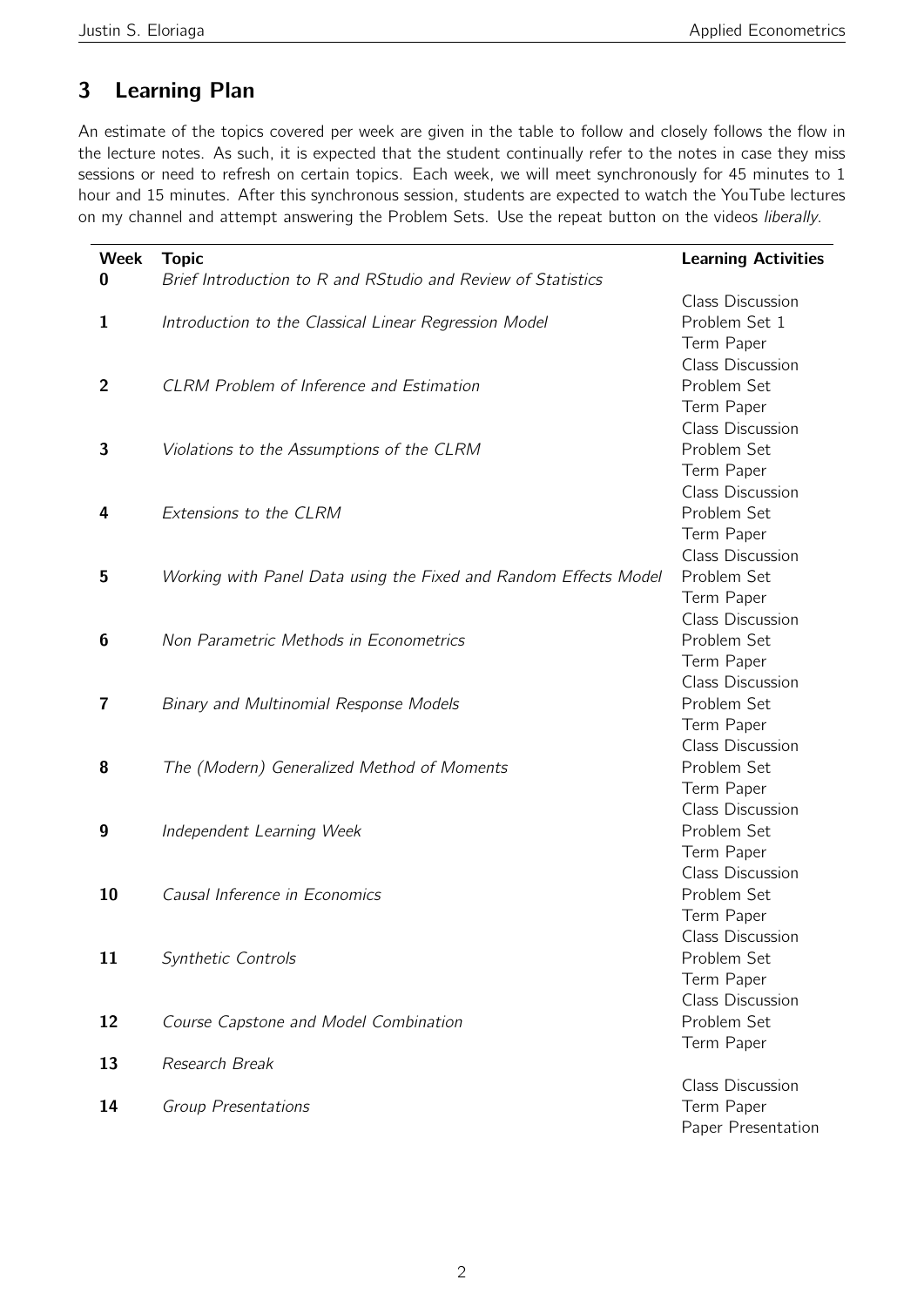## 3 Learning Plan

An estimate of the topics covered per week are given in the table to follow and closely follows the flow in the lecture notes. As such, it is expected that the student continually refer to the notes in case they miss sessions or need to refresh on certain topics. Each week, we will meet synchronously for 45 minutes to 1 hour and 15 minutes. After this synchronous session, students are expected to watch the YouTube lectures on my channel and attempt answering the Problem Sets. Use the repeat button on the videos *liberally*.

| Week | Topic | Learning Activities |
|---|---|---|
| **0** | *Brief Introduction to R and RStudio and Review of Statistics* | |
| **1** | *Introduction to the Classical Linear Regression Model* | Class Discussion<br>Problem Set 1<br>Term Paper |
| **2** | *CLRM Problem of Inference and Estimation* | Class Discussion<br>Problem Set<br>Term Paper |
| **3** | *Violations to the Assumptions of the CLRM* | Class Discussion<br>Problem Set<br>Term Paper |
| **4** | *Extensions to the CLRM* | Class Discussion<br>Problem Set<br>Term Paper |
| **5** | *Working with Panel Data using the Fixed and Random Effects Model* | Class Discussion<br>Problem Set<br>Term Paper |
| **6** | *Non Parametric Methods in Econometrics* | Class Discussion<br>Problem Set<br>Term Paper |
| **7** | *Binary and Multinomial Response Models* | Class Discussion<br>Problem Set<br>Term Paper |
| **8** | *The (Modern) Generalized Method of Moments* | Class Discussion<br>Problem Set<br>Term Paper |
| **9** | *Independent Learning Week* | Class Discussion<br>Problem Set<br>Term Paper |
| **10** | *Causal Inference in Economics* | Class Discussion<br>Problem Set<br>Term Paper |
| **11** | *Synthetic Controls* | Class Discussion<br>Problem Set<br>Term Paper |
| **12** | *Course Capstone and Model Combination* | Class Discussion<br>Problem Set<br>Term Paper |
| **13** | *Research Break* | |
| **14** | *Group Presentations* | Class Discussion<br>Term Paper<br>Paper Presentation |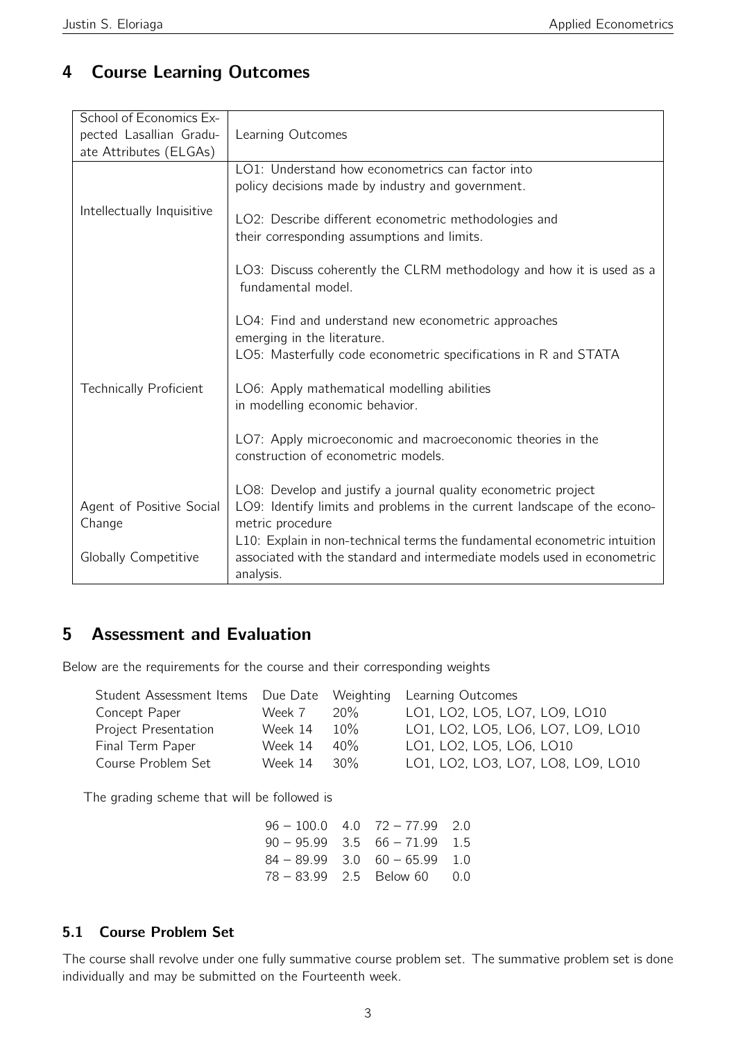## 4 Course Learning Outcomes

| School of Economics Expected Lasallian Graduate Attributes (ELGAs) | Learning Outcomes |
|---|---|
| Intellectually Inquisitive | LO1: Understand how econometrics can factor into policy decisions made by industry and government.<br><br>LO2: Describe different econometric methodologies and their corresponding assumptions and limits.<br><br>LO3: Discuss coherently the CLRM methodology and how it is used as a fundamental model.<br><br>LO4: Find and understand new econometric approaches emerging in the literature. |
| Technically Proficient | LO5: Masterfully code econometric specifications in R and STATA<br><br>LO6: Apply mathematical modelling abilities in modelling economic behavior.<br><br>LO7: Apply microeconomic and macroeconomic theories in the construction of econometric models. |
| Agent of Positive Social Change | LO8: Develop and justify a journal quality econometric project<br>LO9: Identify limits and problems in the current landscape of the econometric procedure |
| Globally Competitive | L10: Explain in non-technical terms the fundamental econometric intuition associated with the standard and intermediate models used in econometric analysis. |

## 5 Assessment and Evaluation

Below are the requirements for the course and their corresponding weights

| Student Assessment Items | Due Date | Weighting | Learning Outcomes |
|---|---|---|---|
| Concept Paper | Week 7 | 20% | LO1, LO2, LO5, LO7, LO9, LO10 |
| Project Presentation | Week 14 | 10% | LO1, LO2, LO5, LO6, LO7, LO9, LO10 |
| Final Term Paper | Week 14 | 40% | LO1, LO2, LO5, LO6, LO10 |
| Course Problem Set | Week 14 | 30% | LO1, LO2, LO3, LO7, LO8, LO9, LO10 |

The grading scheme that will be followed is

| | | | |
|---|---|---|---|
| 96 – 100.0 | 4.0 | 72 – 77.99 | 2.0 |
| 90 – 95.99 | 3.5 | 66 – 71.99 | 1.5 |
| 84 – 89.99 | 3.0 | 60 – 65.99 | 1.0 |
| 78 – 83.99 | 2.5 | Below 60 | 0.0 |

### 5.1 Course Problem Set

The course shall revolve under one fully summative course problem set. The summative problem set is done individually and may be submitted on the Fourteenth week.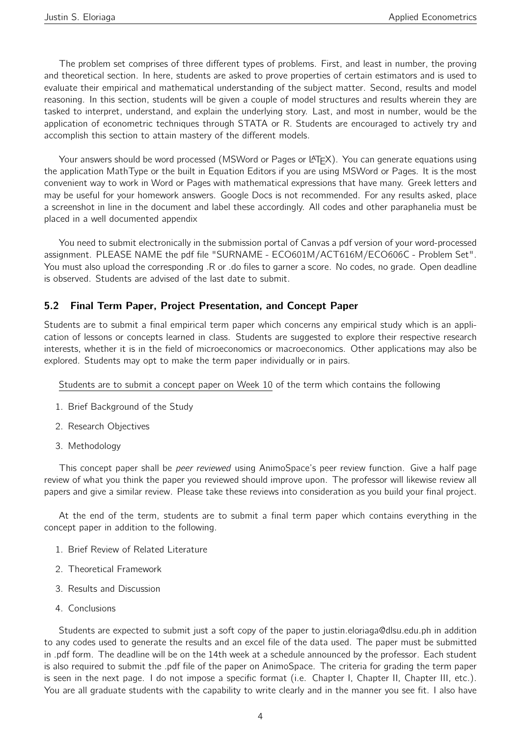The problem set comprises of three different types of problems. First, and least in number, the proving and theoretical section. In here, students are asked to prove properties of certain estimators and is used to evaluate their empirical and mathematical understanding of the subject matter. Second, results and model reasoning. In this section, students will be given a couple of model structures and results wherein they are tasked to interpret, understand, and explain the underlying story. Last, and most in number, would be the application of econometric techniques through STATA or R. Students are encouraged to actively try and accomplish this section to attain mastery of the different models.

Your answers should be word processed (MSWord or Pages or LaTeX). You can generate equations using the application MathType or the built in Equation Editors if you are using MSWord or Pages. It is the most convenient way to work in Word or Pages with mathematical expressions that have many. Greek letters and may be useful for your homework answers. Google Docs is not recommended. For any results asked, place a screenshot in line in the document and label these accordingly. All codes and other paraphanelia must be placed in a well documented appendix

You need to submit electronically in the submission portal of Canvas a pdf version of your word-processed assignment. PLEASE NAME the pdf file "SURNAME - ECO601M/ACT616M/ECO606C - Problem Set". You must also upload the corresponding .R or .do files to garner a score. No codes, no grade. Open deadline is observed. Students are advised of the last date to submit.

### 5.2 Final Term Paper, Project Presentation, and Concept Paper

Students are to submit a final empirical term paper which concerns any empirical study which is an application of lessons or concepts learned in class. Students are suggested to explore their respective research interests, whether it is in the field of microeconomics or macroeconomics. Other applications may also be explored. Students may opt to make the term paper individually or in pairs.

Students are to submit a concept paper on Week 10 of the term which contains the following

1. Brief Background of the Study
2. Research Objectives
3. Methodology

This concept paper shall be *peer reviewed* using AnimoSpace's peer review function. Give a half page review of what you think the paper you reviewed should improve upon. The professor will likewise review all papers and give a similar review. Please take these reviews into consideration as you build your final project.

At the end of the term, students are to submit a final term paper which contains everything in the concept paper in addition to the following.

1. Brief Review of Related Literature
2. Theoretical Framework
3. Results and Discussion
4. Conclusions

Students are expected to submit just a soft copy of the paper to justin.eloriaga@dlsu.edu.ph in addition to any codes used to generate the results and an excel file of the data used. The paper must be submitted in .pdf form. The deadline will be on the 14th week at a schedule announced by the professor. Each student is also required to submit the .pdf file of the paper on AnimoSpace. The criteria for grading the term paper is seen in the next page. I do not impose a specific format (i.e. Chapter I, Chapter II, Chapter III, etc.). You are all graduate students with the capability to write clearly and in the manner you see fit. I also have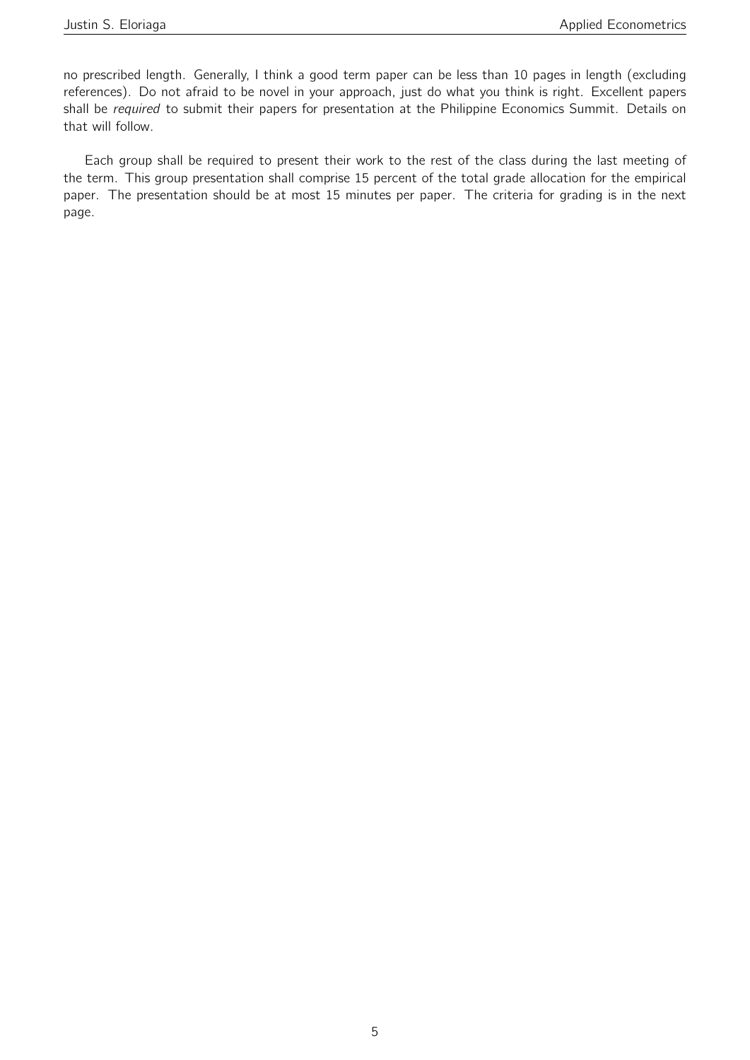no prescribed length. Generally, I think a good term paper can be less than 10 pages in length (excluding references). Do not afraid to be novel in your approach, just do what you think is right. Excellent papers shall be *required* to submit their papers for presentation at the Philippine Economics Summit. Details on that will follow.

Each group shall be required to present their work to the rest of the class during the last meeting of the term. This group presentation shall comprise 15 percent of the total grade allocation for the empirical paper. The presentation should be at most 15 minutes per paper. The criteria for grading is in the next page.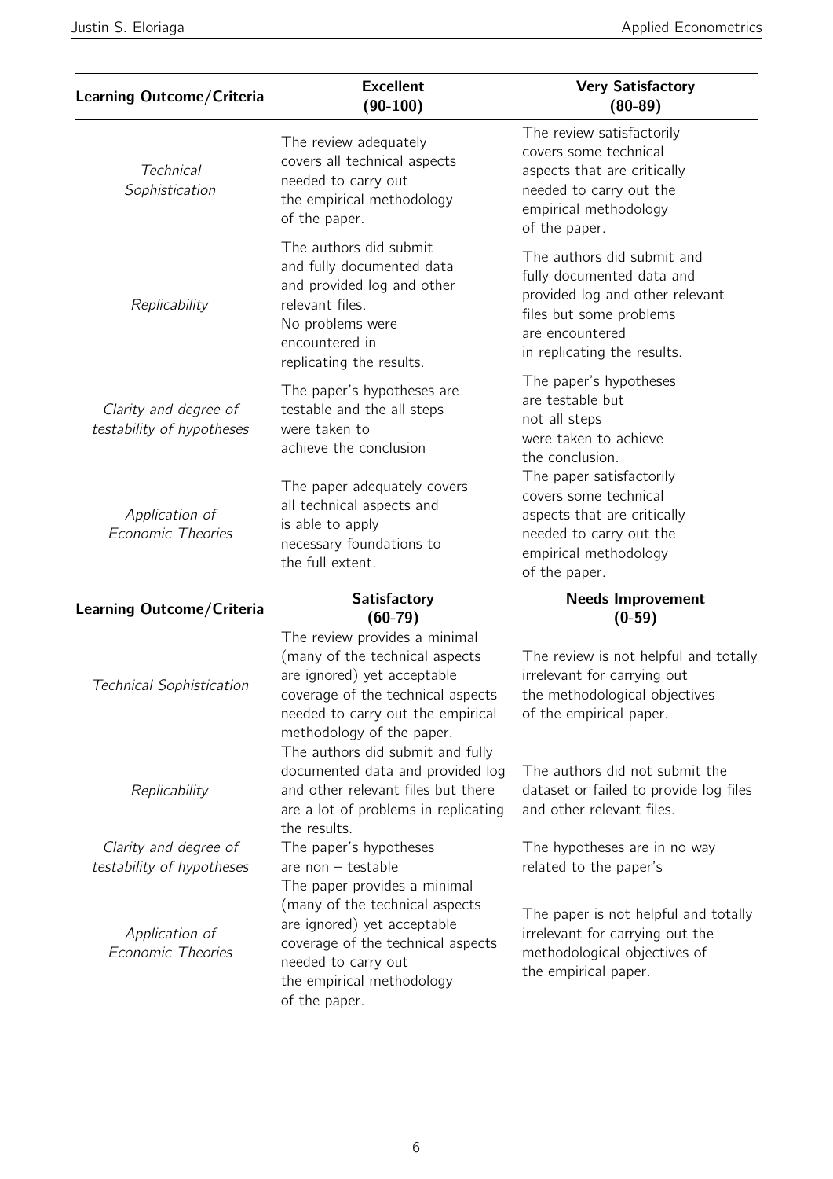| Learning Outcome/Criteria | Excellent (90-100) | Very Satisfactory (80-89) |
|---|---|---|
| *Technical Sophistication* | The review adequately covers all technical aspects needed to carry out the empirical methodology of the paper. | The review satisfactorily covers some technical aspects that are critically needed to carry out the empirical methodology of the paper. |
| *Replicability* | The authors did submit and fully documented data and provided log and other relevant files. No problems were encountered in replicating the results. | The authors did submit and fully documented data and provided log and other relevant files but some problems are encountered in replicating the results. |
| *Clarity and degree of testability of hypotheses* | The paper's hypotheses are testable and the all steps were taken to achieve the conclusion | The paper's hypotheses are testable but not all steps were taken to achieve the conclusion. |
| *Application of Economic Theories* | The paper adequately covers all technical aspects and is able to apply necessary foundations to the full extent. | The paper satisfactorily covers some technical aspects that are critically needed to carry out the empirical methodology of the paper. |

| Learning Outcome/Criteria | Satisfactory (60-79) | Needs Improvement (0-59) |
|---|---|---|
| *Technical Sophistication* | The review provides a minimal (many of the technical aspects are ignored) yet acceptable coverage of the technical aspects needed to carry out the empirical methodology of the paper. | The review is not helpful and totally irrelevant for carrying out the methodological objectives of the empirical paper. |
| *Replicability* | The authors did submit and fully documented data and provided log and other relevant files but there are a lot of problems in replicating the results. | The authors did not submit the dataset or failed to provide log files and other relevant files. |
| *Clarity and degree of testability of hypotheses* | The paper's hypotheses are non – testable | The hypotheses are in no way related to the paper's |
| *Application of Economic Theories* | The paper provides a minimal (many of the technical aspects are ignored) yet acceptable coverage of the technical aspects needed to carry out the empirical methodology of the paper. | The paper is not helpful and totally irrelevant for carrying out the methodological objectives of the empirical paper. |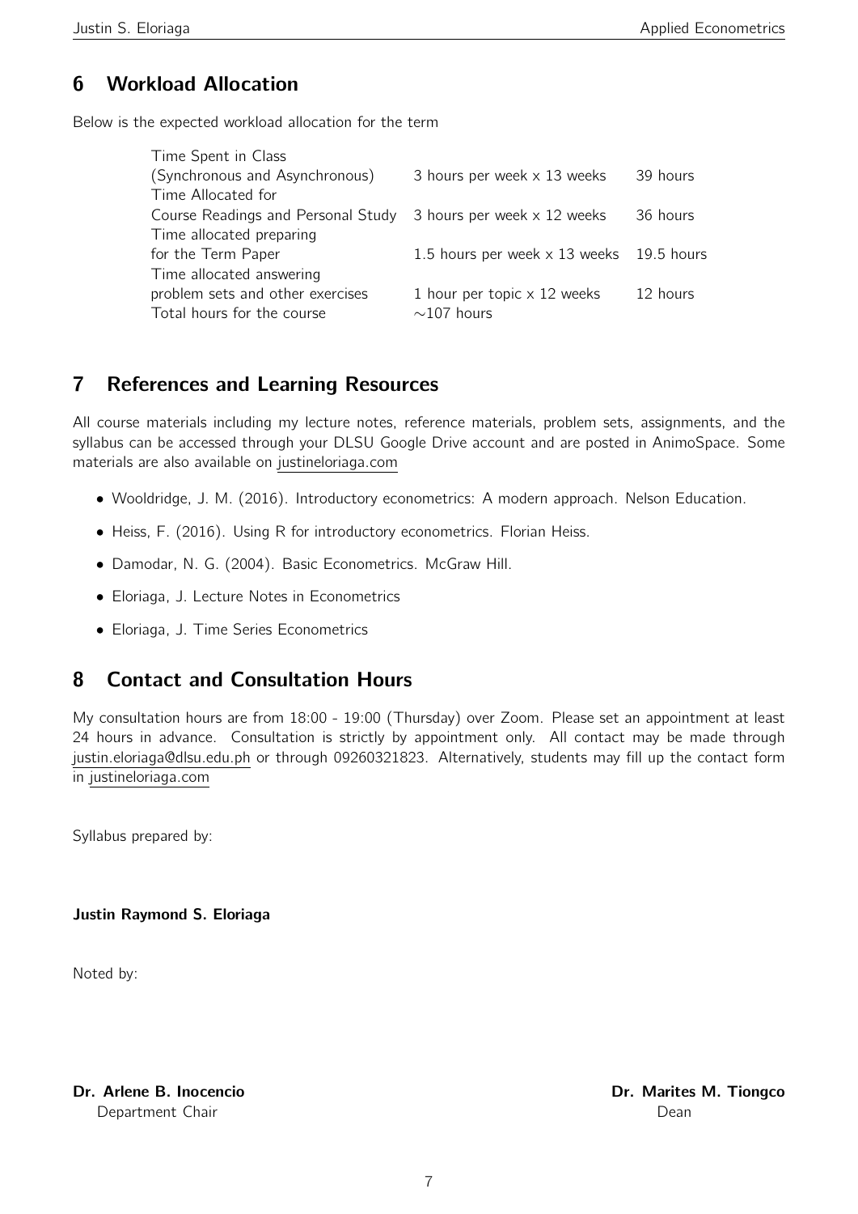## 6 Workload Allocation

Below is the expected workload allocation for the term

| | | |
|---|---|---|
| Time Spent in Class (Synchronous and Asynchronous) | 3 hours per week x 13 weeks | 39 hours |
| Time Allocated for Course Readings and Personal Study | 3 hours per week x 12 weeks | 36 hours |
| Time allocated preparing for the Term Paper | 1.5 hours per week x 13 weeks | 19.5 hours |
| Time allocated answering problem sets and other exercises | 1 hour per topic x 12 weeks | 12 hours |
| Total hours for the course | ~107 hours | |

## 7 References and Learning Resources

All course materials including my lecture notes, reference materials, problem sets, assignments, and the syllabus can be accessed through your DLSU Google Drive account and are posted in AnimoSpace. Some materials are also available on justineloriaga.com

- Wooldridge, J. M. (2016). Introductory econometrics: A modern approach. Nelson Education.
- Heiss, F. (2016). Using R for introductory econometrics. Florian Heiss.
- Damodar, N. G. (2004). Basic Econometrics. McGraw Hill.
- Eloriaga, J. Lecture Notes in Econometrics
- Eloriaga, J. Time Series Econometrics

## 8 Contact and Consultation Hours

My consultation hours are from 18:00 - 19:00 (Thursday) over Zoom. Please set an appointment at least 24 hours in advance. Consultation is strictly by appointment only. All contact may be made through justin.eloriaga@dlsu.edu.ph or through 09260321823. Alternatively, students may fill up the contact form in justineloriaga.com

Syllabus prepared by:

**Justin Raymond S. Eloriaga**

Noted by:

**Dr. Arlene B. Inocencio**
Department Chair

**Dr. Marites M. Tiongco**
Dean